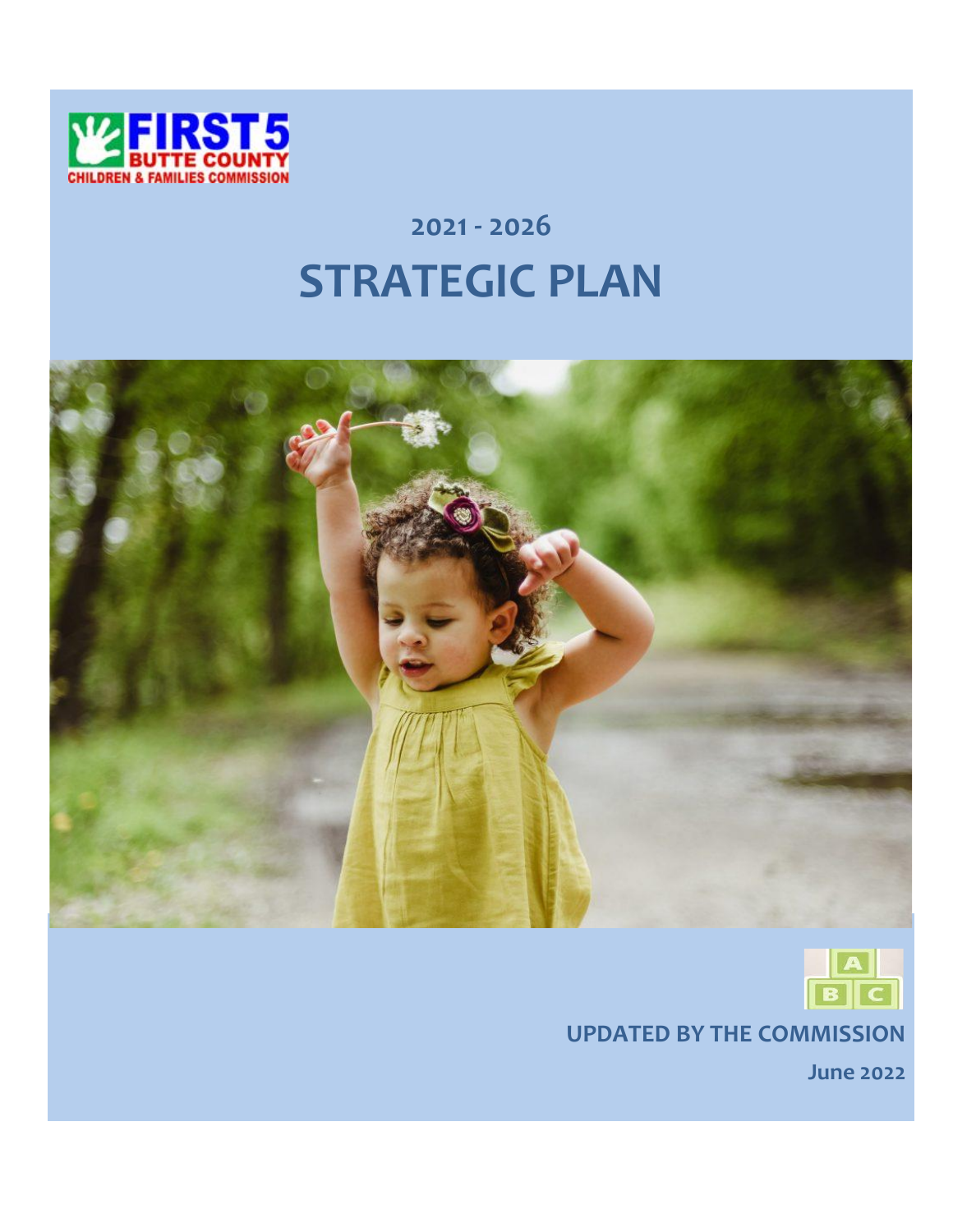FIRST 5 BUTTE COUNTY
CHILDREN & FAMILIES COMMISSION

## 2021 - 2026

# STRATEGIC PLAN

**UPDATED BY THE COMMISSION**

**June 2022**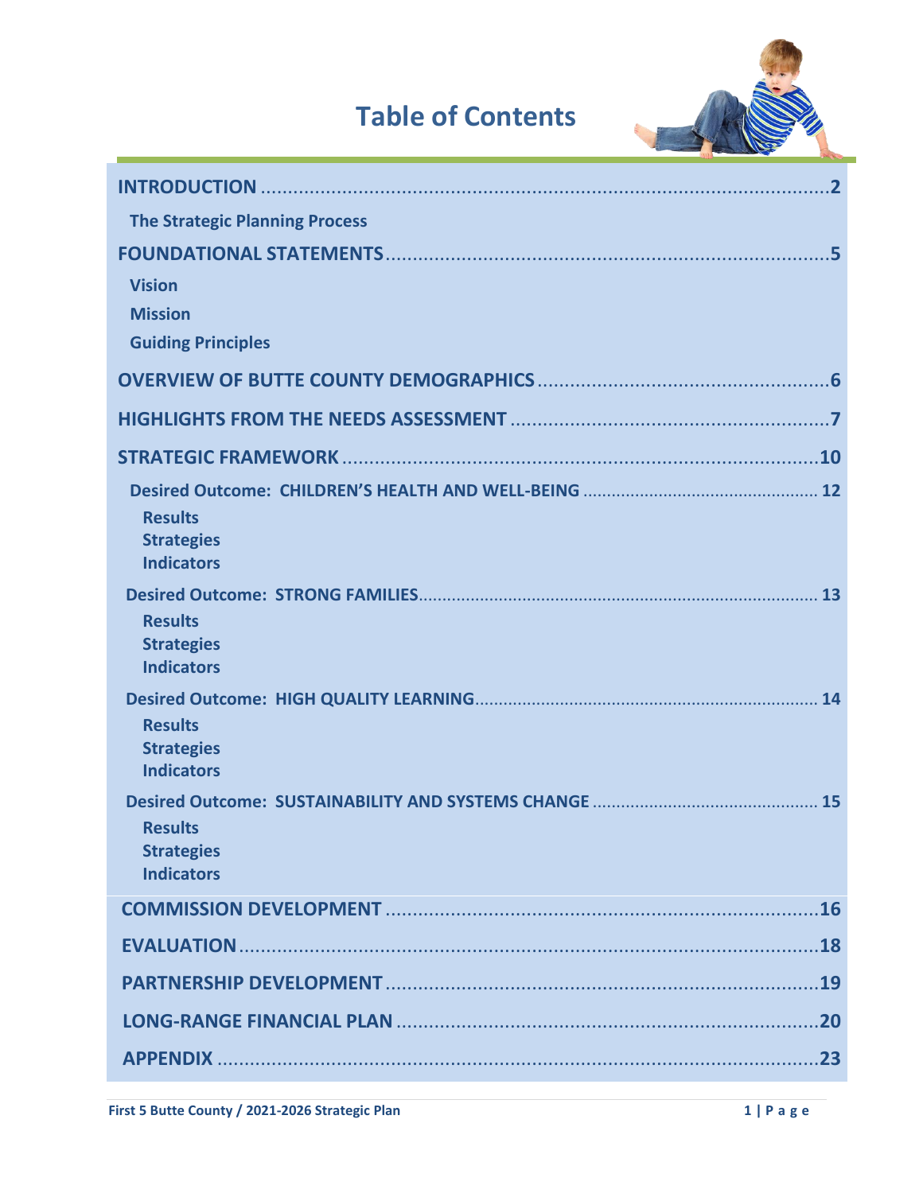# Table of Contents

**INTRODUCTION** .......... **2**

- **The Strategic Planning Process**

**FOUNDATIONAL STATEMENTS** .......... **5**

- **Vision**
- **Mission**
- **Guiding Principles**

**OVERVIEW OF BUTTE COUNTY DEMOGRAPHICS** .......... **6**

**HIGHLIGHTS FROM THE NEEDS ASSESSMENT** .......... **7**

**STRATEGIC FRAMEWORK** .......... **10**

- **Desired Outcome: CHILDREN'S HEALTH AND WELL-BEING** .......... **12**
  - **Results**
  - **Strategies**
  - **Indicators**
- **Desired Outcome: STRONG FAMILIES** .......... **13**
  - **Results**
  - **Strategies**
  - **Indicators**
- **Desired Outcome: HIGH QUALITY LEARNING** .......... **14**
  - **Results**
  - **Strategies**
  - **Indicators**
- **Desired Outcome: SUSTAINABILITY AND SYSTEMS CHANGE** .......... **15**
  - **Results**
  - **Strategies**
  - **Indicators**

**COMMISSION DEVELOPMENT** .......... **16**

**EVALUATION** .......... **18**

**PARTNERSHIP DEVELOPMENT** .......... **19**

**LONG-RANGE FINANCIAL PLAN** .......... **20**

**APPENDIX** .......... **23**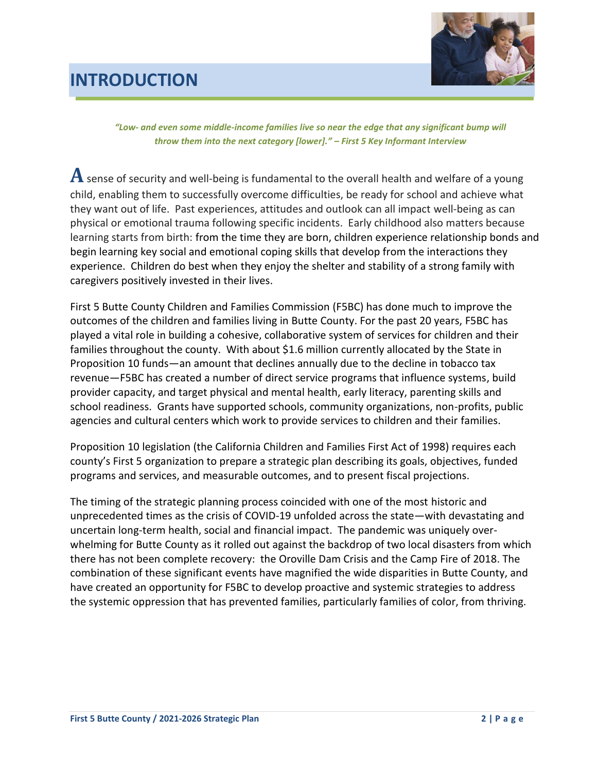# INTRODUCTION

> *"Low- and even some middle-income families live so near the edge that any significant bump will throw them into the next category [lower]." – First 5 Key Informant Interview*

**A** sense of security and well-being is fundamental to the overall health and welfare of a young child, enabling them to successfully overcome difficulties, be ready for school and achieve what they want out of life. Past experiences, attitudes and outlook can all impact well-being as can physical or emotional trauma following specific incidents. Early childhood also matters because learning starts from birth: from the time they are born, children experience relationship bonds and begin learning key social and emotional coping skills that develop from the interactions they experience. Children do best when they enjoy the shelter and stability of a strong family with caregivers positively invested in their lives.

First 5 Butte County Children and Families Commission (F5BC) has done much to improve the outcomes of the children and families living in Butte County. For the past 20 years, F5BC has played a vital role in building a cohesive, collaborative system of services for children and their families throughout the county. With about $1.6 million currently allocated by the State in Proposition 10 funds—an amount that declines annually due to the decline in tobacco tax revenue—F5BC has created a number of direct service programs that influence systems, build provider capacity, and target physical and mental health, early literacy, parenting skills and school readiness. Grants have supported schools, community organizations, non-profits, public agencies and cultural centers which work to provide services to children and their families.

Proposition 10 legislation (the California Children and Families First Act of 1998) requires each county's First 5 organization to prepare a strategic plan describing its goals, objectives, funded programs and services, and measurable outcomes, and to present fiscal projections.

The timing of the strategic planning process coincided with one of the most historic and unprecedented times as the crisis of COVID-19 unfolded across the state—with devastating and uncertain long-term health, social and financial impact. The pandemic was uniquely over-whelming for Butte County as it rolled out against the backdrop of two local disasters from which there has not been complete recovery: the Oroville Dam Crisis and the Camp Fire of 2018. The combination of these significant events have magnified the wide disparities in Butte County, and have created an opportunity for F5BC to develop proactive and systemic strategies to address the systemic oppression that has prevented families, particularly families of color, from thriving.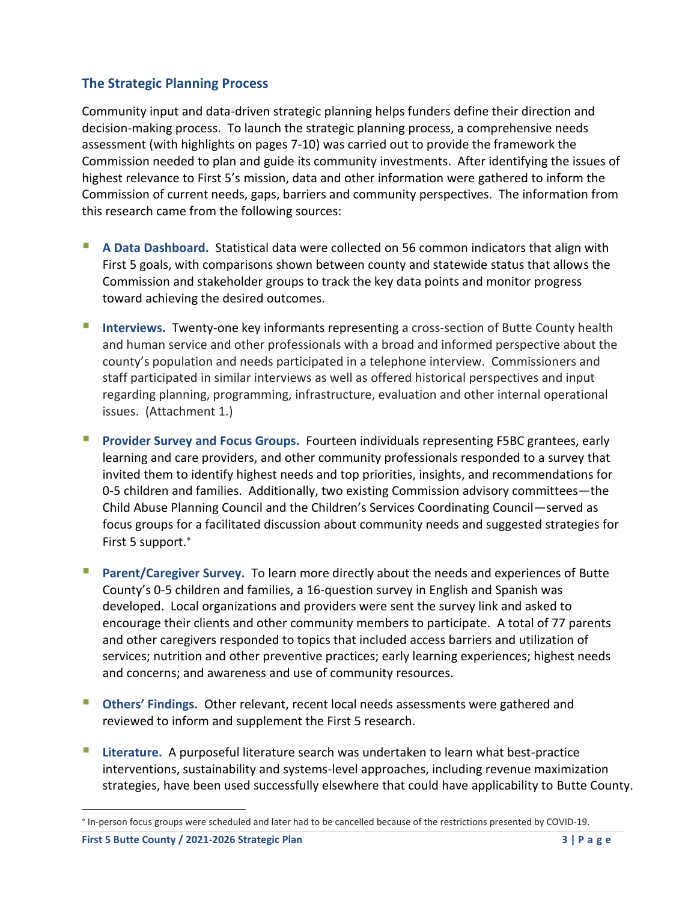## The Strategic Planning Process

Community input and data-driven strategic planning helps funders define their direction and decision-making process. To launch the strategic planning process, a comprehensive needs assessment (with highlights on pages 7-10) was carried out to provide the framework the Commission needed to plan and guide its community investments. After identifying the issues of highest relevance to First 5's mission, data and other information were gathered to inform the Commission of current needs, gaps, barriers and community perspectives. The information from this research came from the following sources:

- **A Data Dashboard.** Statistical data were collected on 56 common indicators that align with First 5 goals, with comparisons shown between county and statewide status that allows the Commission and stakeholder groups to track the key data points and monitor progress toward achieving the desired outcomes.
- **Interviews.** Twenty-one key informants representing a cross-section of Butte County health and human service and other professionals with a broad and informed perspective about the county's population and needs participated in a telephone interview. Commissioners and staff participated in similar interviews as well as offered historical perspectives and input regarding planning, programming, infrastructure, evaluation and other internal operational issues. (Attachment 1.)
- **Provider Survey and Focus Groups.** Fourteen individuals representing F5BC grantees, early learning and care providers, and other community professionals responded to a survey that invited them to identify highest needs and top priorities, insights, and recommendations for 0-5 children and families. Additionally, two existing Commission advisory committees—the Child Abuse Planning Council and the Children's Services Coordinating Council—served as focus groups for a facilitated discussion about community needs and suggested strategies for First 5 support.[*]
- **Parent/Caregiver Survey.** To learn more directly about the needs and experiences of Butte County's 0-5 children and families, a 16-question survey in English and Spanish was developed. Local organizations and providers were sent the survey link and asked to encourage their clients and other community members to participate. A total of 77 parents and other caregivers responded to topics that included access barriers and utilization of services; nutrition and other preventive practices; early learning experiences; highest needs and concerns; and awareness and use of community resources.
- **Others' Findings.** Other relevant, recent local needs assessments were gathered and reviewed to inform and supplement the First 5 research.
- **Literature.** A purposeful literature search was undertaken to learn what best-practice interventions, sustainability and systems-level approaches, including revenue maximization strategies, have been used successfully elsewhere that could have applicability to Butte County.

[*] In-person focus groups were scheduled and later had to be cancelled because of the restrictions presented by COVID-19.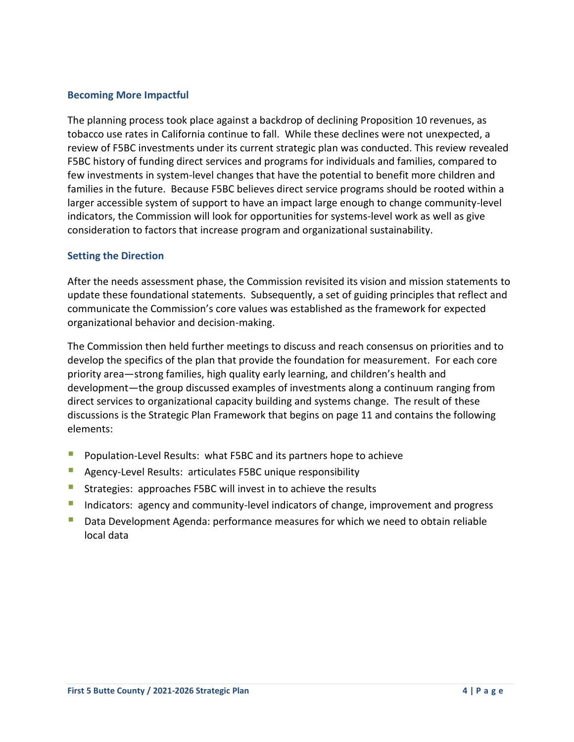### Becoming More Impactful

The planning process took place against a backdrop of declining Proposition 10 revenues, as tobacco use rates in California continue to fall. While these declines were not unexpected, a review of F5BC investments under its current strategic plan was conducted. This review revealed F5BC history of funding direct services and programs for individuals and families, compared to few investments in system-level changes that have the potential to benefit more children and families in the future. Because F5BC believes direct service programs should be rooted within a larger accessible system of support to have an impact large enough to change community-level indicators, the Commission will look for opportunities for systems-level work as well as give consideration to factors that increase program and organizational sustainability.

### Setting the Direction

After the needs assessment phase, the Commission revisited its vision and mission statements to update these foundational statements. Subsequently, a set of guiding principles that reflect and communicate the Commission's core values was established as the framework for expected organizational behavior and decision-making.

The Commission then held further meetings to discuss and reach consensus on priorities and to develop the specifics of the plan that provide the foundation for measurement. For each core priority area—strong families, high quality early learning, and children's health and development—the group discussed examples of investments along a continuum ranging from direct services to organizational capacity building and systems change. The result of these discussions is the Strategic Plan Framework that begins on page 11 and contains the following elements:

- Population-Level Results: what F5BC and its partners hope to achieve
- Agency-Level Results: articulates F5BC unique responsibility
- Strategies: approaches F5BC will invest in to achieve the results
- Indicators: agency and community-level indicators of change, improvement and progress
- Data Development Agenda: performance measures for which we need to obtain reliable local data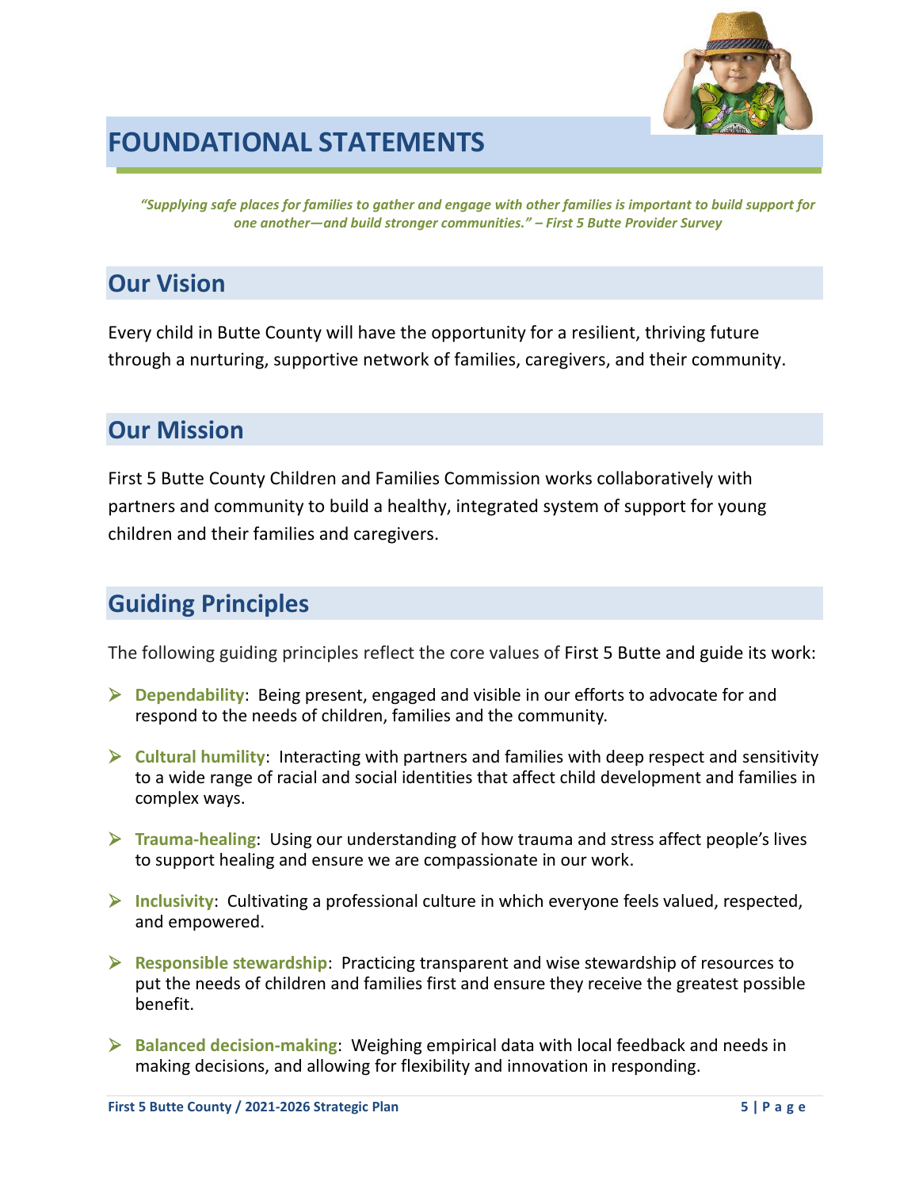# FOUNDATIONAL STATEMENTS

*"Supplying safe places for families to gather and engage with other families is important to build support for one another—and build stronger communities." – First 5 Butte Provider Survey*

## Our Vision

Every child in Butte County will have the opportunity for a resilient, thriving future through a nurturing, supportive network of families, caregivers, and their community.

## Our Mission

First 5 Butte County Children and Families Commission works collaboratively with partners and community to build a healthy, integrated system of support for young children and their families and caregivers.

## Guiding Principles

The following guiding principles reflect the core values of First 5 Butte and guide its work:

- **Dependability**: Being present, engaged and visible in our efforts to advocate for and respond to the needs of children, families and the community.
- **Cultural humility**: Interacting with partners and families with deep respect and sensitivity to a wide range of racial and social identities that affect child development and families in complex ways.
- **Trauma-healing**: Using our understanding of how trauma and stress affect people's lives to support healing and ensure we are compassionate in our work.
- **Inclusivity**: Cultivating a professional culture in which everyone feels valued, respected, and empowered.
- **Responsible stewardship**: Practicing transparent and wise stewardship of resources to put the needs of children and families first and ensure they receive the greatest possible benefit.
- **Balanced decision-making**: Weighing empirical data with local feedback and needs in making decisions, and allowing for flexibility and innovation in responding.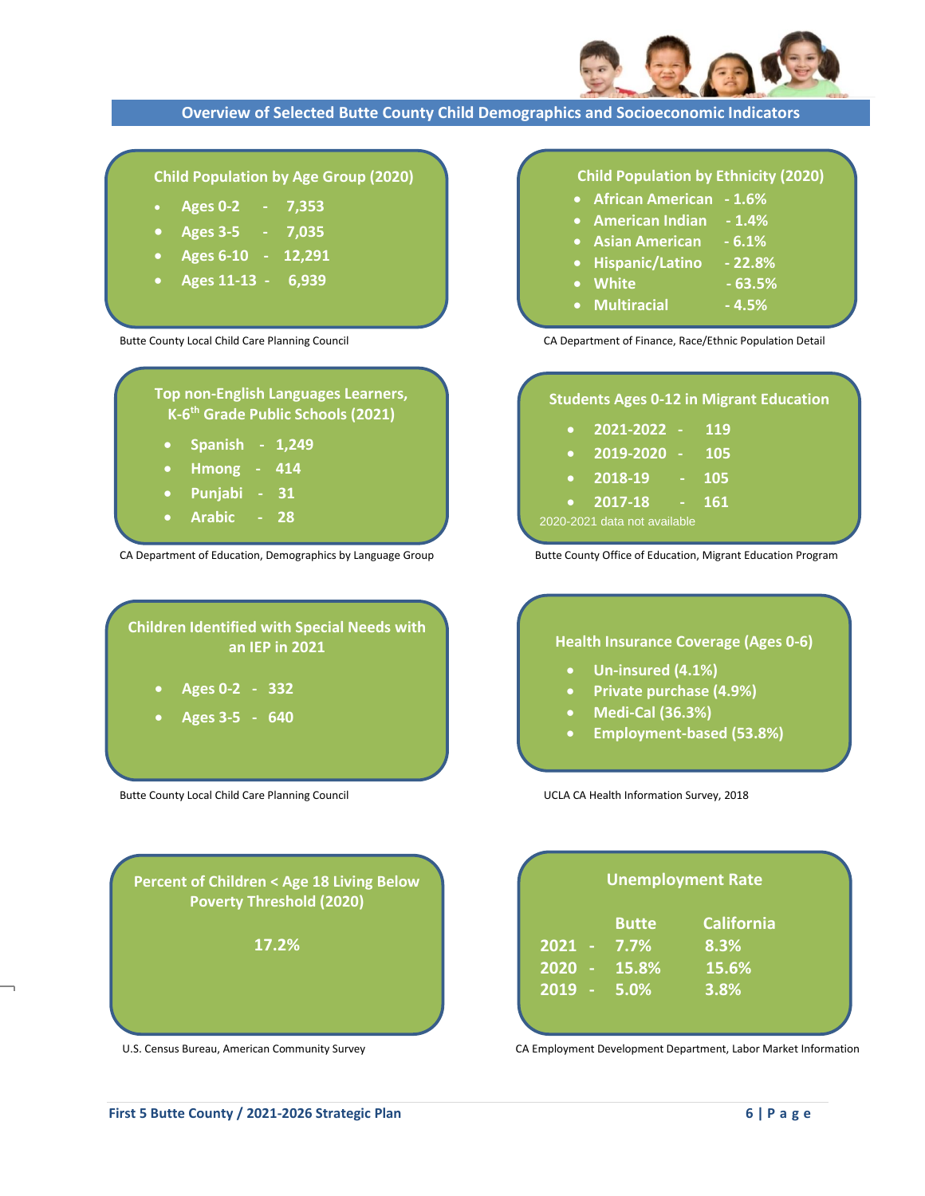## Overview of Selected Butte County Child Demographics and Socioeconomic Indicators

### Child Population by Age Group (2020)

- Ages 0-2 - 7,353
- Ages 3-5 - 7,035
- Ages 6-10 - 12,291
- Ages 11-13 - 6,939

Butte County Local Child Care Planning Council

### Child Population by Ethnicity (2020)

- African American - 1.6%
- American Indian - 1.4%
- Asian American - 6.1%
- Hispanic/Latino - 22.8%
- White - 63.5%
- Multiracial - 4.5%

CA Department of Finance, Race/Ethnic Population Detail

### Top non-English Languages Learners, K-6th Grade Public Schools (2021)

- Spanish - 1,249
- Hmong - 414
- Punjabi - 31
- Arabic - 28

CA Department of Education, Demographics by Language Group

### Students Ages 0-12 in Migrant Education

- 2021-2022 - 119
- 2019-2020 - 105
- 2018-19 - 105
- 2017-18 - 161

2020-2021 data not available

Butte County Office of Education, Migrant Education Program

### Children Identified with Special Needs with an IEP in 2021

- Ages 0-2 - 332
- Ages 3-5 - 640

Butte County Local Child Care Planning Council

### Health Insurance Coverage (Ages 0-6)

- Un-insured (4.1%)
- Private purchase (4.9%)
- Medi-Cal (36.3%)
- Employment-based (53.8%)

UCLA CA Health Information Survey, 2018

### Percent of Children < Age 18 Living Below Poverty Threshold (2020)

17.2%

U.S. Census Bureau, American Community Survey

### Unemployment Rate

| | Butte | California |
|---|---|---|
| 2021 | 7.7% | 8.3% |
| 2020 | 15.8% | 15.6% |
| 2019 | 5.0% | 3.8% |

CA Employment Development Department, Labor Market Information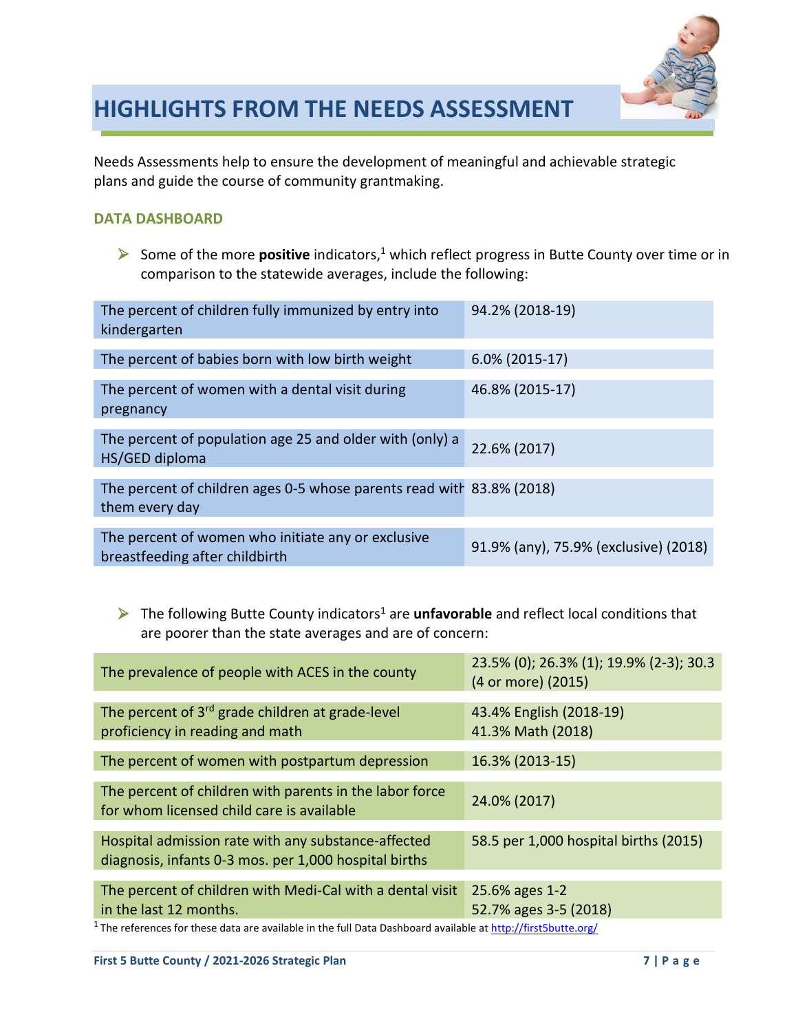# HIGHLIGHTS FROM THE NEEDS ASSESSMENT

Needs Assessments help to ensure the development of meaningful and achievable strategic plans and guide the course of community grantmaking.

## DATA DASHBOARD

- Some of the more **positive** indicators,[1] which reflect progress in Butte County over time or in comparison to the statewide averages, include the following:

| Indicator | Value |
|---|---|
| The percent of children fully immunized by entry into kindergarten | 94.2% (2018-19) |
| The percent of babies born with low birth weight | 6.0% (2015-17) |
| The percent of women with a dental visit during pregnancy | 46.8% (2015-17) |
| The percent of population age 25 and older with (only) a HS/GED diploma | 22.6% (2017) |
| The percent of children ages 0-5 whose parents read with them every day | 83.8% (2018) |
| The percent of women who initiate any or exclusive breastfeeding after childbirth | 91.9% (any), 75.9% (exclusive) (2018) |

- The following Butte County indicators[1] are **unfavorable** and reflect local conditions that are poorer than the state averages and are of concern:

| Indicator | Value |
|---|---|
| The prevalence of people with ACES in the county | 23.5% (0); 26.3% (1); 19.9% (2-3); 30.3 (4 or more) (2015) |
| The percent of 3rd grade children at grade-level proficiency in reading and math | 43.4% English (2018-19)<br>41.3% Math (2018) |
| The percent of women with postpartum depression | 16.3% (2013-15) |
| The percent of children with parents in the labor force for whom licensed child care is available | 24.0% (2017) |
| Hospital admission rate with any substance-affected diagnosis, infants 0-3 mos. per 1,000 hospital births | 58.5 per 1,000 hospital births (2015) |
| The percent of children with Medi-Cal with a dental visit in the last 12 months. | 25.6% ages 1-2<br>52.7% ages 3-5 (2018) |

[1] The references for these data are available in the full Data Dashboard available at http://first5butte.org/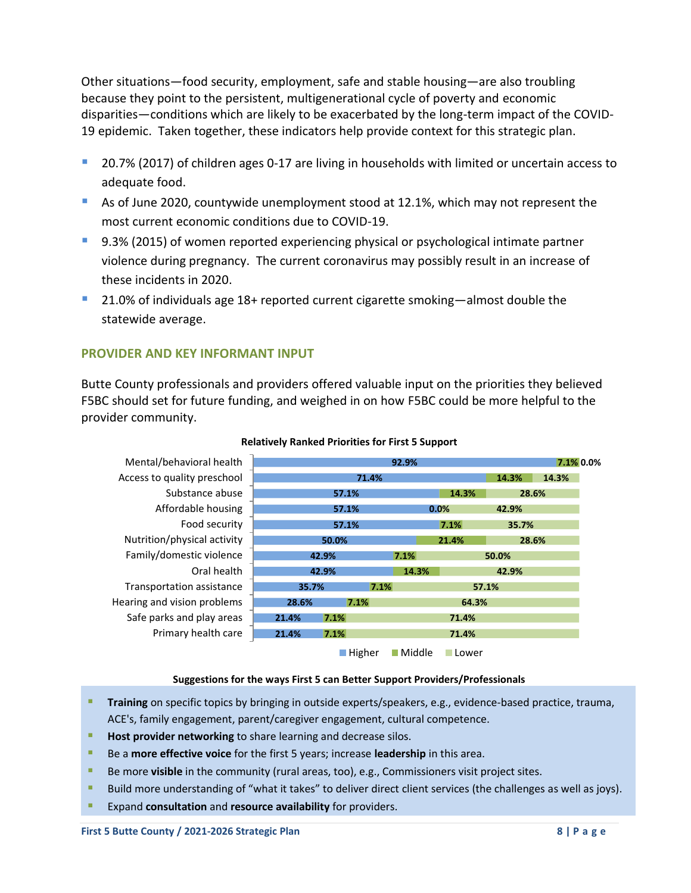Other situations—food security, employment, safe and stable housing—are also troubling because they point to the persistent, multigenerational cycle of poverty and economic disparities—conditions which are likely to be exacerbated by the long-term impact of the COVID-19 epidemic. Taken together, these indicators help provide context for this strategic plan.

- 20.7% (2017) of children ages 0-17 are living in households with limited or uncertain access to adequate food.
- As of June 2020, countywide unemployment stood at 12.1%, which may not represent the most current economic conditions due to COVID-19.
- 9.3% (2015) of women reported experiencing physical or psychological intimate partner violence during pregnancy. The current coronavirus may possibly result in an increase of these incidents in 2020.
- 21.0% of individuals age 18+ reported current cigarette smoking—almost double the statewide average.

## PROVIDER AND KEY INFORMANT INPUT

Butte County professionals and providers offered valuable input on the priorities they believed F5BC should set for future funding, and weighed in on how F5BC could be more helpful to the provider community.

**Relatively Ranked Priorities for First 5 Support**

| Priority | Higher | Middle | Lower |
|---|---|---|---|
| Mental/behavioral health | 92.9% | 7.1% | 0.0% |
| Access to quality preschool | 71.4% | 14.3% | 14.3% |
| Substance abuse | 57.1% | 14.3% | 28.6% |
| Affordable housing | 57.1% | 0.0% | 42.9% |
| Food security | 57.1% | 7.1% | 35.7% |
| Nutrition/physical activity | 50.0% | 21.4% | 28.6% |
| Family/domestic violence | 42.9% | 7.1% | 50.0% |
| Oral health | 42.9% | 14.3% | 42.9% |
| Transportation assistance | 35.7% | 7.1% | 57.1% |
| Hearing and vision problems | 28.6% | 7.1% | 64.3% |
| Safe parks and play areas | 21.4% | 7.1% | 71.4% |
| Primary health care | 21.4% | 7.1% | 71.4% |

**Suggestions for the ways First 5 can Better Support Providers/Professionals**

- **Training** on specific topics by bringing in outside experts/speakers, e.g., evidence-based practice, trauma, ACE's, family engagement, parent/caregiver engagement, cultural competence.
- **Host provider networking** to share learning and decrease silos.
- Be a **more effective voice** for the first 5 years; increase **leadership** in this area.
- Be more **visible** in the community (rural areas, too), e.g., Commissioners visit project sites.
- Build more understanding of "what it takes" to deliver direct client services (the challenges as well as joys).
- Expand **consultation** and **resource availability** for providers.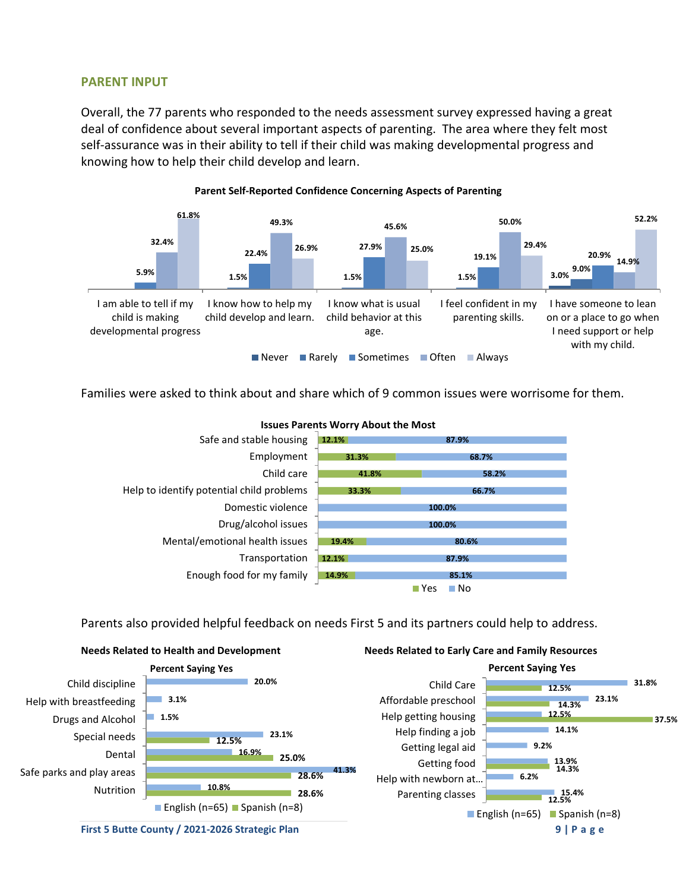## PARENT INPUT

Overall, the 77 parents who responded to the needs assessment survey expressed having a great deal of confidence about several important aspects of parenting. The area where they felt most self-assurance was in their ability to tell if their child was making developmental progress and knowing how to help their child develop and learn.

**Parent Self-Reported Confidence Concerning Aspects of Parenting**

| | Never | Rarely | Sometimes | Often | Always |
|---|---|---|---|---|---|
| I am able to tell if my child is making developmental progress | | | 5.9% | 32.4% | 61.8% |
| I know how to help my child develop and learn. | | 1.5% | 22.4% | 49.3% | 26.9% |
| I know what is usual child behavior at this age. | | 1.5% | 27.9% | 45.6% | 25.0% |
| I feel confident in my parenting skills. | | 1.5% | 19.1% | 50.0% | 29.4% |
| I have someone to lean on or a place to go when I need support or help with my child. | 3.0% | 9.0% | 20.9% | 14.9% | 52.2% |

Families were asked to think about and share which of 9 common issues were worrisome for them.

**Issues Parents Worry About the Most**

| Issue | Yes | No |
|---|---|---|
| Safe and stable housing | 12.1% | 87.9% |
| Employment | 31.3% | 68.7% |
| Child care | 41.8% | 58.2% |
| Help to identify potential child problems | 33.3% | 66.7% |
| Domestic violence | | 100.0% |
| Drug/alcohol issues | | 100.0% |
| Mental/emotional health issues | 19.4% | 80.6% |
| Transportation | 12.1% | 87.9% |
| Enough food for my family | 14.9% | 85.1% |

Parents also provided helpful feedback on needs First 5 and its partners could help to address.

**Needs Related to Health and Development**

Percent Saying Yes

| Need | English (n=65) | Spanish (n=8) |
|---|---|---|
| Child discipline | 20.0% | |
| Help with breastfeeding | 3.1% | |
| Drugs and Alcohol | 1.5% | |
| Special needs | 23.1% | 12.5% |
| Dental | 16.9% | 25.0% |
| Safe parks and play areas | 41.3% | 28.6% |
| Nutrition | 10.8% | 28.6% |

**Needs Related to Early Care and Family Resources**

Percent Saying Yes

| Need | English (n=65) | Spanish (n=8) |
|---|---|---|
| Child Care | 31.8% | 12.5% |
| Affordable preschool | 23.1% | 14.3% |
| Help getting housing | 12.5% | 37.5% |
| Help finding a job | 14.1% | |
| Getting legal aid | 9.2% | |
| Getting food | 13.9% | 14.3% |
| Help with newborn at... | 6.2% | |
| Parenting classes | 15.4% | 12.5% |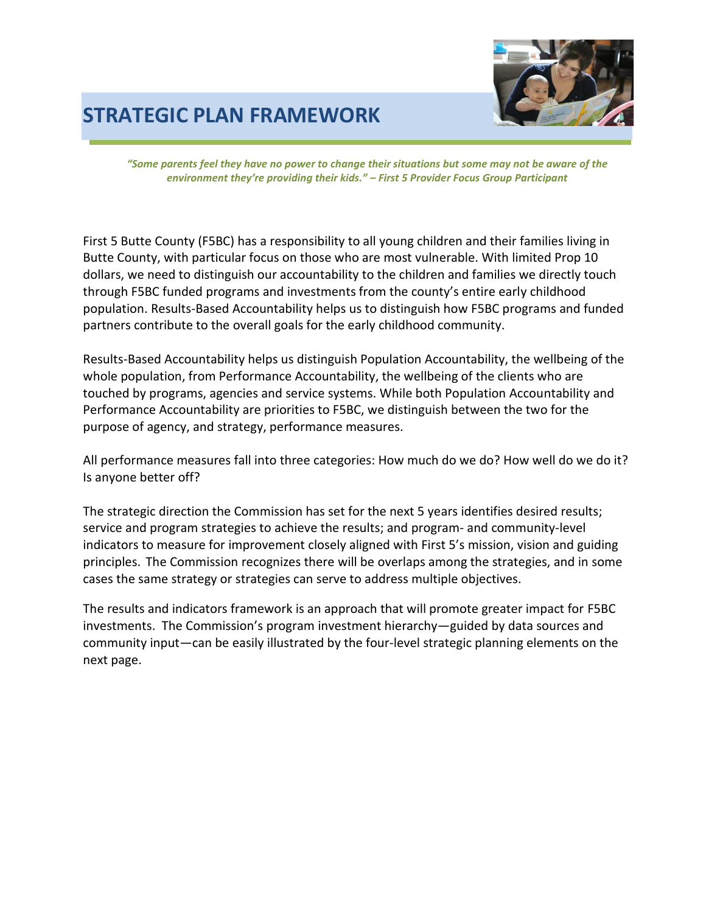# STRATEGIC PLAN FRAMEWORK

*"Some parents feel they have no power to change their situations but some may not be aware of the environment they're providing their kids." – First 5 Provider Focus Group Participant*

First 5 Butte County (F5BC) has a responsibility to all young children and their families living in Butte County, with particular focus on those who are most vulnerable. With limited Prop 10 dollars, we need to distinguish our accountability to the children and families we directly touch through F5BC funded programs and investments from the county's entire early childhood population. Results-Based Accountability helps us to distinguish how F5BC programs and funded partners contribute to the overall goals for the early childhood community.

Results-Based Accountability helps us distinguish Population Accountability, the wellbeing of the whole population, from Performance Accountability, the wellbeing of the clients who are touched by programs, agencies and service systems. While both Population Accountability and Performance Accountability are priorities to F5BC, we distinguish between the two for the purpose of agency, and strategy, performance measures.

All performance measures fall into three categories: How much do we do? How well do we do it? Is anyone better off?

The strategic direction the Commission has set for the next 5 years identifies desired results; service and program strategies to achieve the results; and program- and community-level indicators to measure for improvement closely aligned with First 5's mission, vision and guiding principles. The Commission recognizes there will be overlaps among the strategies, and in some cases the same strategy or strategies can serve to address multiple objectives.

The results and indicators framework is an approach that will promote greater impact for F5BC investments. The Commission's program investment hierarchy—guided by data sources and community input—can be easily illustrated by the four-level strategic planning elements on the next page.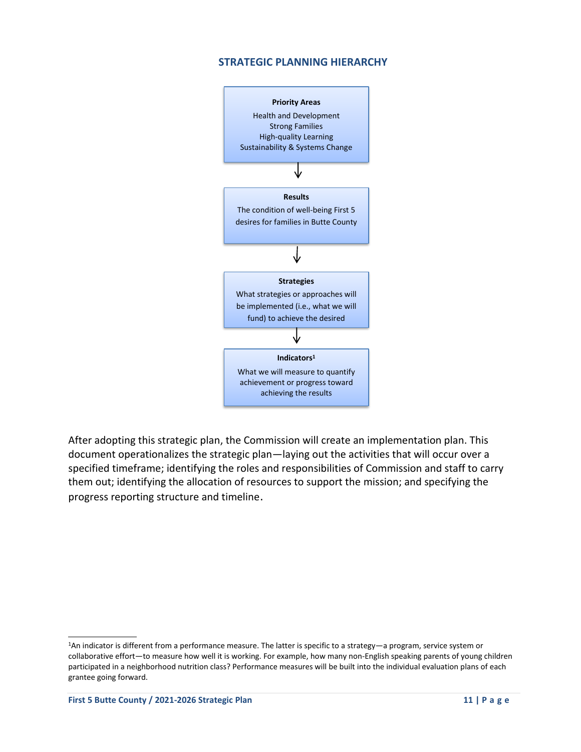## STRATEGIC PLANNING HIERARCHY

**Priority Areas**

Health and Development
Strong Families
High-quality Learning
Sustainability & Systems Change

↓

**Results**

The condition of well-being First 5 desires for families in Butte County

↓

**Strategies**

What strategies or approaches will be implemented (i.e., what we will fund) to achieve the desired

↓

**Indicators**[1]

What we will measure to quantify achievement or progress toward achieving the results

After adopting this strategic plan, the Commission will create an implementation plan. This document operationalizes the strategic plan—laying out the activities that will occur over a specified timeframe; identifying the roles and responsibilities of Commission and staff to carry them out; identifying the allocation of resources to support the mission; and specifying the progress reporting structure and timeline.

---

[1] An indicator is different from a performance measure. The latter is specific to a strategy—a program, service system or collaborative effort—to measure how well it is working. For example, how many non-English speaking parents of young children participated in a neighborhood nutrition class? Performance measures will be built into the individual evaluation plans of each grantee going forward.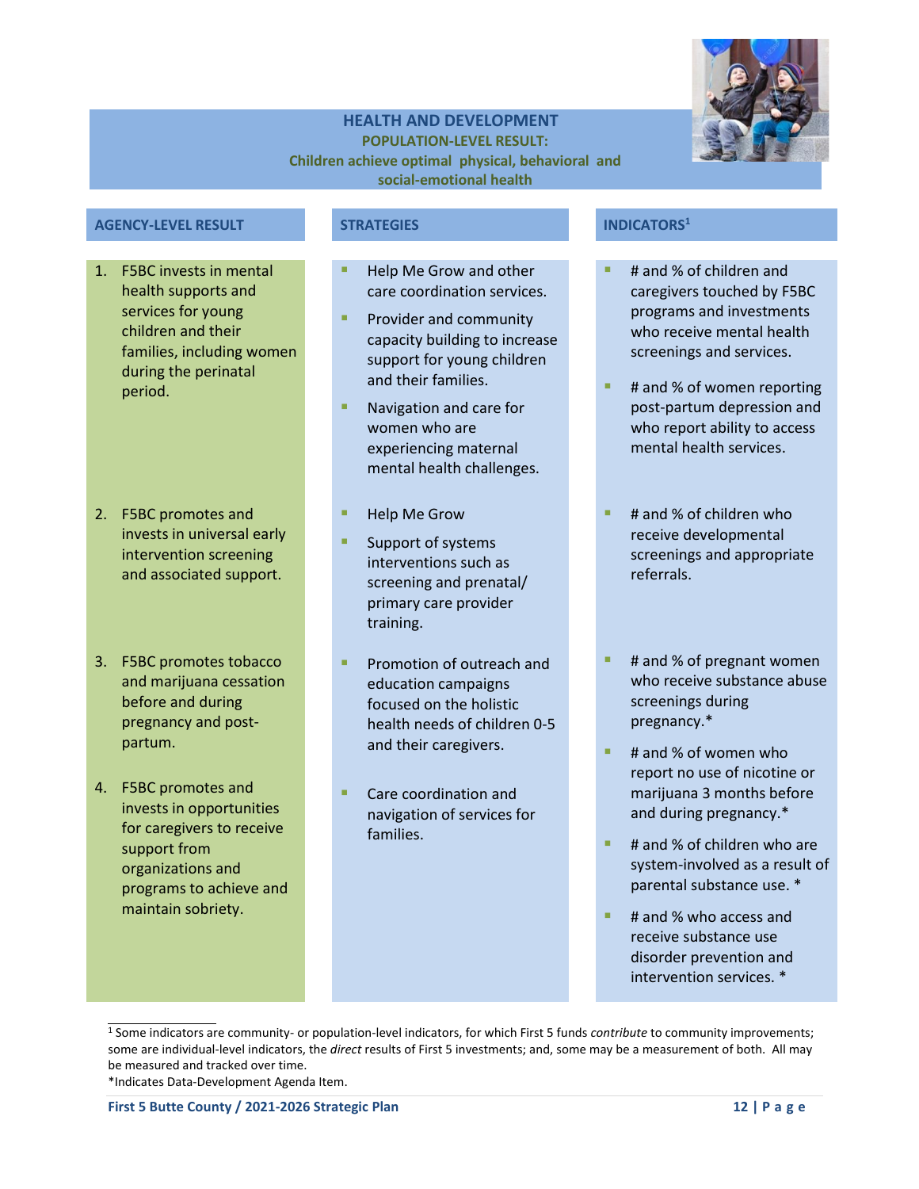## HEALTH AND DEVELOPMENT

**POPULATION-LEVEL RESULT:**
**Children achieve optimal physical, behavioral and social-emotional health**

| AGENCY-LEVEL RESULT | STRATEGIES | INDICATORS[1] |
|---|---|---|
| 1. F5BC invests in mental health supports and services for young children and their families, including women during the perinatal period. | ▪ Help Me Grow and other care coordination services.<br>▪ Provider and community capacity building to increase support for young children and their families.<br>▪ Navigation and care for women who are experiencing maternal mental health challenges. | ▪ # and % of children and caregivers touched by F5BC programs and investments who receive mental health screenings and services.<br>▪ # and % of women reporting post-partum depression and who report ability to access mental health services. |
| 2. F5BC promotes and invests in universal early intervention screening and associated support. | ▪ Help Me Grow<br>▪ Support of systems interventions such as screening and prenatal/ primary care provider training. | ▪ # and % of children who receive developmental screenings and appropriate referrals. |
| 3. F5BC promotes tobacco and marijuana cessation before and during pregnancy and post-partum. | ▪ Promotion of outreach and education campaigns focused on the holistic health needs of children 0-5 and their caregivers. | ▪ # and % of pregnant women who receive substance abuse screenings during pregnancy.*<br>▪ # and % of women who report no use of nicotine or marijuana 3 months before and during pregnancy.* |
| 4. F5BC promotes and invests in opportunities for caregivers to receive support from organizations and programs to achieve and maintain sobriety. | ▪ Care coordination and navigation of services for families. | ▪ # and % of children who are system-involved as a result of parental substance use. *<br>▪ # and % who access and receive substance use disorder prevention and intervention services. * |

[1] Some indicators are community- or population-level indicators, for which First 5 funds *contribute* to community improvements; some are individual-level indicators, the *direct* results of First 5 investments; and, some may be a measurement of both. All may be measured and tracked over time.

*Indicates Data-Development Agenda Item.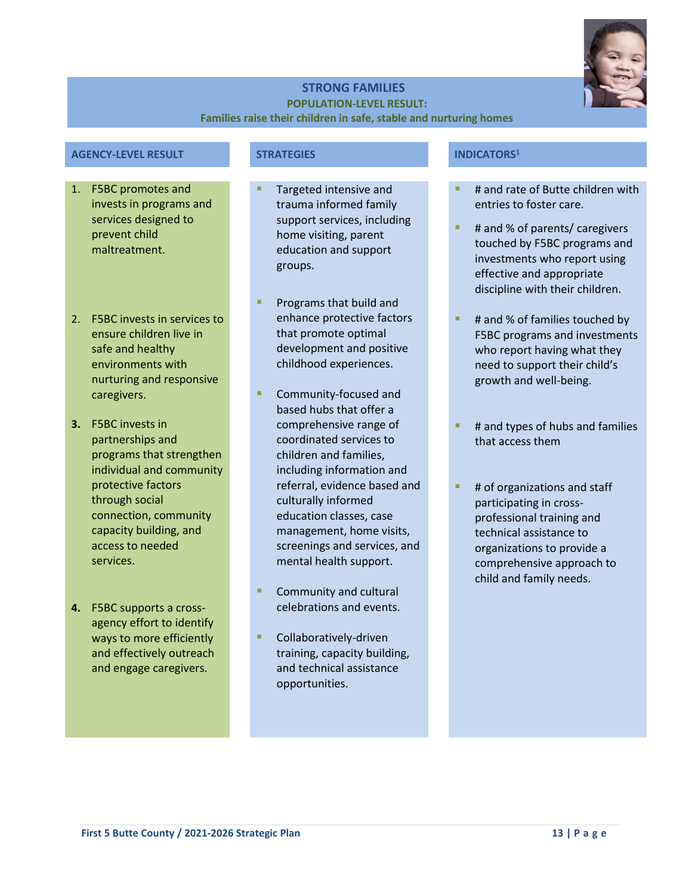## STRONG FAMILIES

**POPULATION-LEVEL RESULT:**

**Families raise their children in safe, stable and nurturing homes**

| AGENCY-LEVEL RESULT | STRATEGIES | INDICATORS[1] |
| --- | --- | --- |
| 1. F5BC promotes and invests in programs and services designed to prevent child maltreatment. | ▪ Targeted intensive and trauma informed family support services, including home visiting, parent education and support groups. | ▪ # and rate of Butte children with entries to foster care.<br>▪ # and % of parents/ caregivers touched by F5BC programs and investments who report using effective and appropriate discipline with their children. |
| 2. F5BC invests in services to ensure children live in safe and healthy environments with nurturing and responsive caregivers. | ▪ Programs that build and enhance protective factors that promote optimal development and positive childhood experiences. | ▪ # and % of families touched by F5BC programs and investments who report having what they need to support their child's growth and well-being. |
| **3.** F5BC invests in partnerships and programs that strengthen individual and community protective factors through social connection, community capacity building, and access to needed services. | ▪ Community-focused and based hubs that offer a comprehensive range of coordinated services to children and families, including information and referral, evidence based and culturally informed education classes, case management, home visits, screenings and services, and mental health support.<br>▪ Community and cultural celebrations and events. | ▪ # and types of hubs and families that access them<br>▪ # of organizations and staff participating in cross-professional training and technical assistance to organizations to provide a comprehensive approach to child and family needs. |
| **4.** F5BC supports a cross-agency effort to identify ways to more efficiently and effectively outreach and engage caregivers. | ▪ Collaboratively-driven training, capacity building, and technical assistance opportunities. | |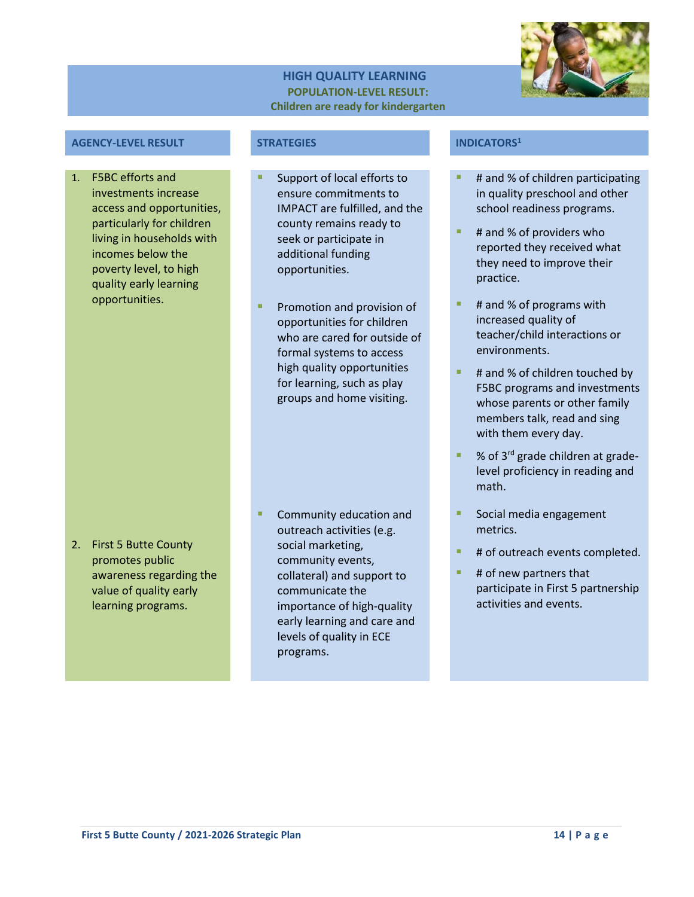## HIGH QUALITY LEARNING

**POPULATION-LEVEL RESULT:**
**Children are ready for kindergarten**

| AGENCY-LEVEL RESULT | STRATEGIES | INDICATORS[1] |
|---|---|---|
| 1. F5BC efforts and investments increase access and opportunities, particularly for children living in households with incomes below the poverty level, to high quality early learning opportunities. | ▪ Support of local efforts to ensure commitments to IMPACT are fulfilled, and the county remains ready to seek or participate in additional funding opportunities.<br><br>▪ Promotion and provision of opportunities for children who are cared for outside of formal systems to access high quality opportunities for learning, such as play groups and home visiting. | ▪ # and % of children participating in quality preschool and other school readiness programs.<br><br>▪ # and % of providers who reported they received what they need to improve their practice.<br><br>▪ # and % of programs with increased quality of teacher/child interactions or environments.<br><br>▪ # and % of children touched by F5BC programs and investments whose parents or other family members talk, read and sing with them every day.<br><br>▪ % of 3rd grade children at grade-level proficiency in reading and math. |
| 2. First 5 Butte County promotes public awareness regarding the value of quality early learning programs. | ▪ Community education and outreach activities (e.g. social marketing, community events, collateral) and support to communicate the importance of high-quality early learning and care and levels of quality in ECE programs. | ▪ Social media engagement metrics.<br><br>▪ # of outreach events completed.<br><br>▪ # of new partners that participate in First 5 partnership activities and events. |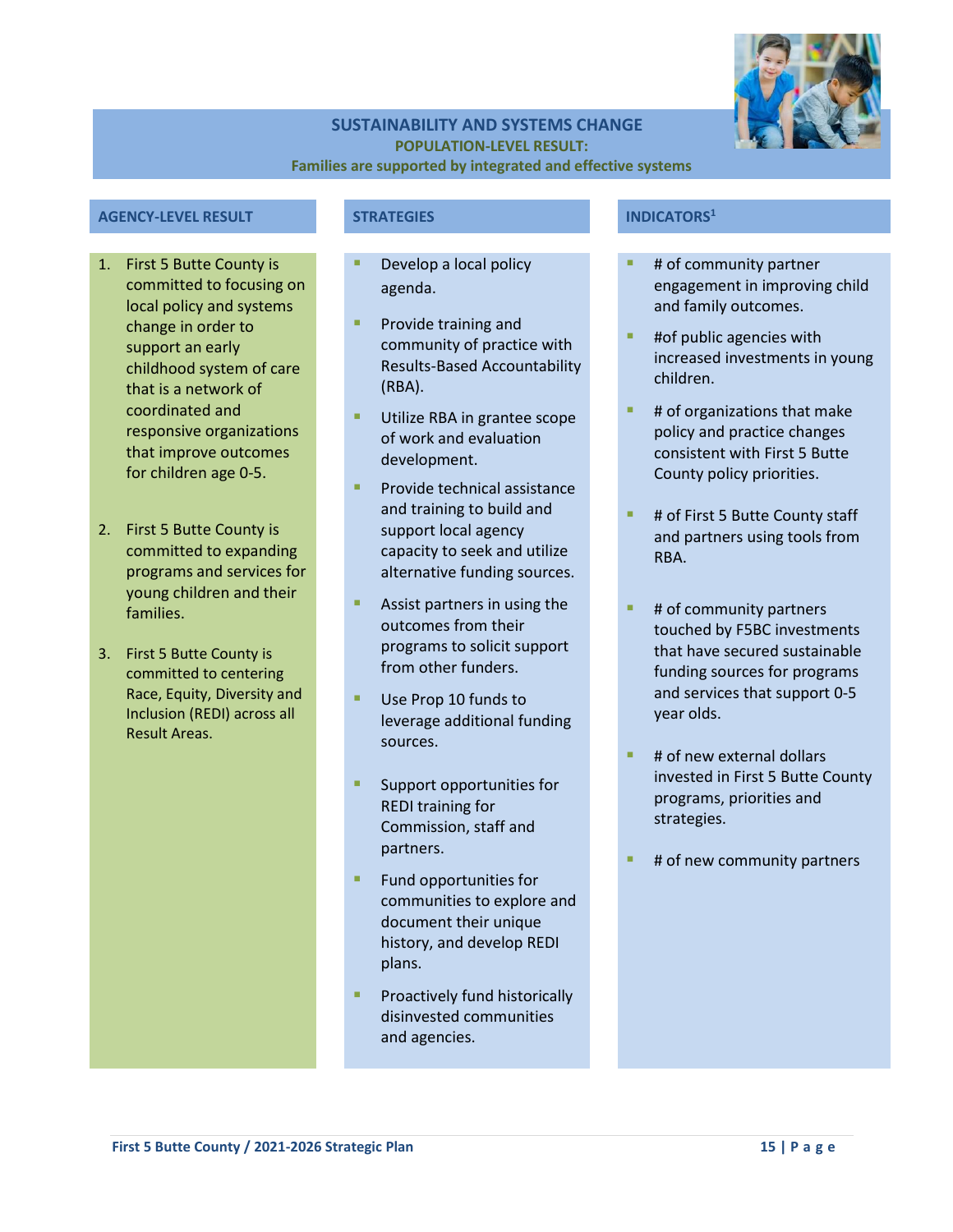## SUSTAINABILITY AND SYSTEMS CHANGE

**POPULATION-LEVEL RESULT:**

**Families are supported by integrated and effective systems**

### AGENCY-LEVEL RESULT

1. First 5 Butte County is committed to focusing on local policy and systems change in order to support an early childhood system of care that is a network of coordinated and responsive organizations that improve outcomes for children age 0-5.
2. First 5 Butte County is committed to expanding programs and services for young children and their families.
3. First 5 Butte County is committed to centering Race, Equity, Diversity and Inclusion (REDI) across all Result Areas.

### STRATEGIES

- Develop a local policy agenda.
- Provide training and community of practice with Results-Based Accountability (RBA).
- Utilize RBA in grantee scope of work and evaluation development.
- Provide technical assistance and training to build and support local agency capacity to seek and utilize alternative funding sources.
- Assist partners in using the outcomes from their programs to solicit support from other funders.
- Use Prop 10 funds to leverage additional funding sources.
- Support opportunities for REDI training for Commission, staff and partners.
- Fund opportunities for communities to explore and document their unique history, and develop REDI plans.
- Proactively fund historically disinvested communities and agencies.

### INDICATORS[1]

- # of community partner engagement in improving child and family outcomes.
- #of public agencies with increased investments in young children.
- # of organizations that make policy and practice changes consistent with First 5 Butte County policy priorities.
- # of First 5 Butte County staff and partners using tools from RBA.
- # of community partners touched by F5BC investments that have secured sustainable funding sources for programs and services that support 0-5 year olds.
- # of new external dollars invested in First 5 Butte County programs, priorities and strategies.
- # of new community partners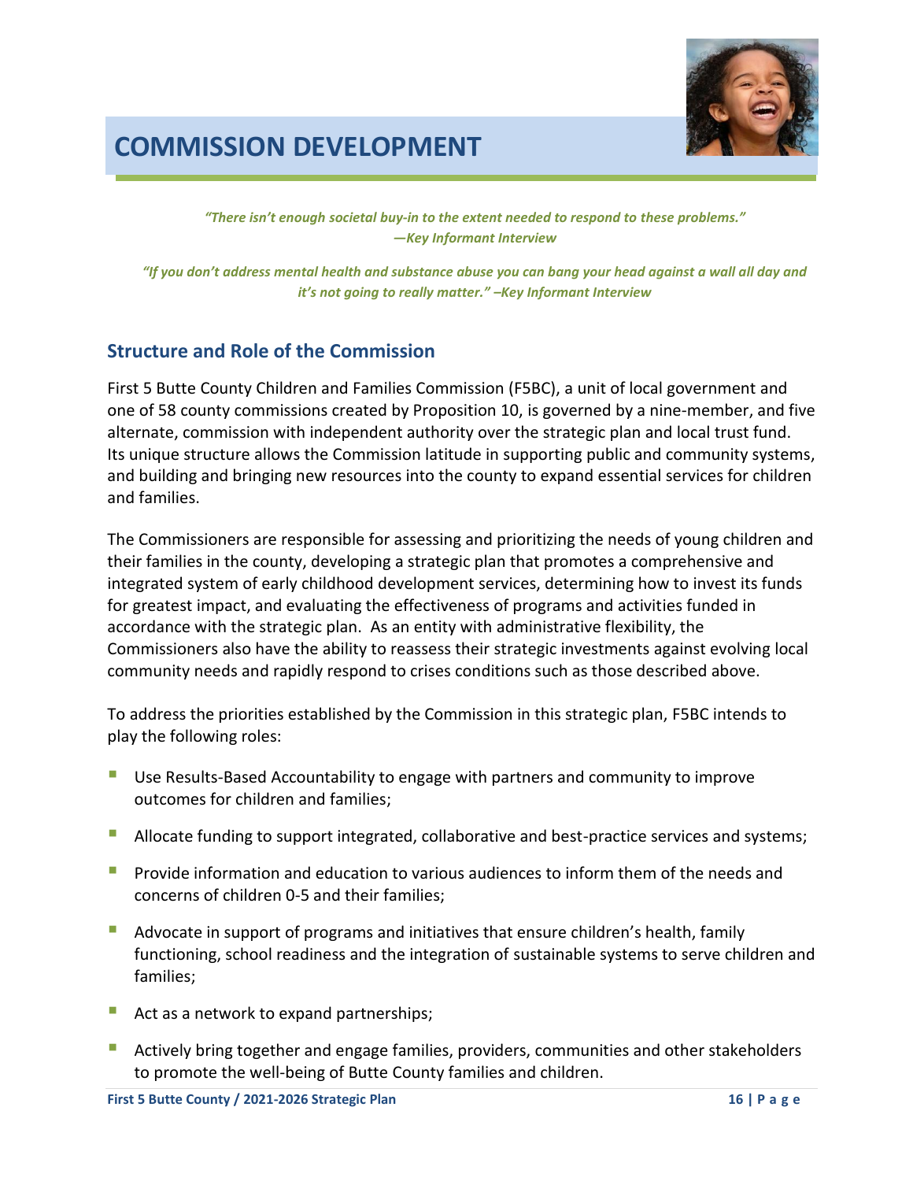# COMMISSION DEVELOPMENT

*"There isn't enough societal buy-in to the extent needed to respond to these problems."*
*—Key Informant Interview*

*"If you don't address mental health and substance abuse you can bang your head against a wall all day and it's not going to really matter." –Key Informant Interview*

## Structure and Role of the Commission

First 5 Butte County Children and Families Commission (F5BC), a unit of local government and one of 58 county commissions created by Proposition 10, is governed by a nine-member, and five alternate, commission with independent authority over the strategic plan and local trust fund. Its unique structure allows the Commission latitude in supporting public and community systems, and building and bringing new resources into the county to expand essential services for children and families.

The Commissioners are responsible for assessing and prioritizing the needs of young children and their families in the county, developing a strategic plan that promotes a comprehensive and integrated system of early childhood development services, determining how to invest its funds for greatest impact, and evaluating the effectiveness of programs and activities funded in accordance with the strategic plan. As an entity with administrative flexibility, the Commissioners also have the ability to reassess their strategic investments against evolving local community needs and rapidly respond to crises conditions such as those described above.

To address the priorities established by the Commission in this strategic plan, F5BC intends to play the following roles:

- Use Results-Based Accountability to engage with partners and community to improve outcomes for children and families;
- Allocate funding to support integrated, collaborative and best-practice services and systems;
- Provide information and education to various audiences to inform them of the needs and concerns of children 0-5 and their families;
- Advocate in support of programs and initiatives that ensure children's health, family functioning, school readiness and the integration of sustainable systems to serve children and families;
- Act as a network to expand partnerships;
- Actively bring together and engage families, providers, communities and other stakeholders to promote the well-being of Butte County families and children.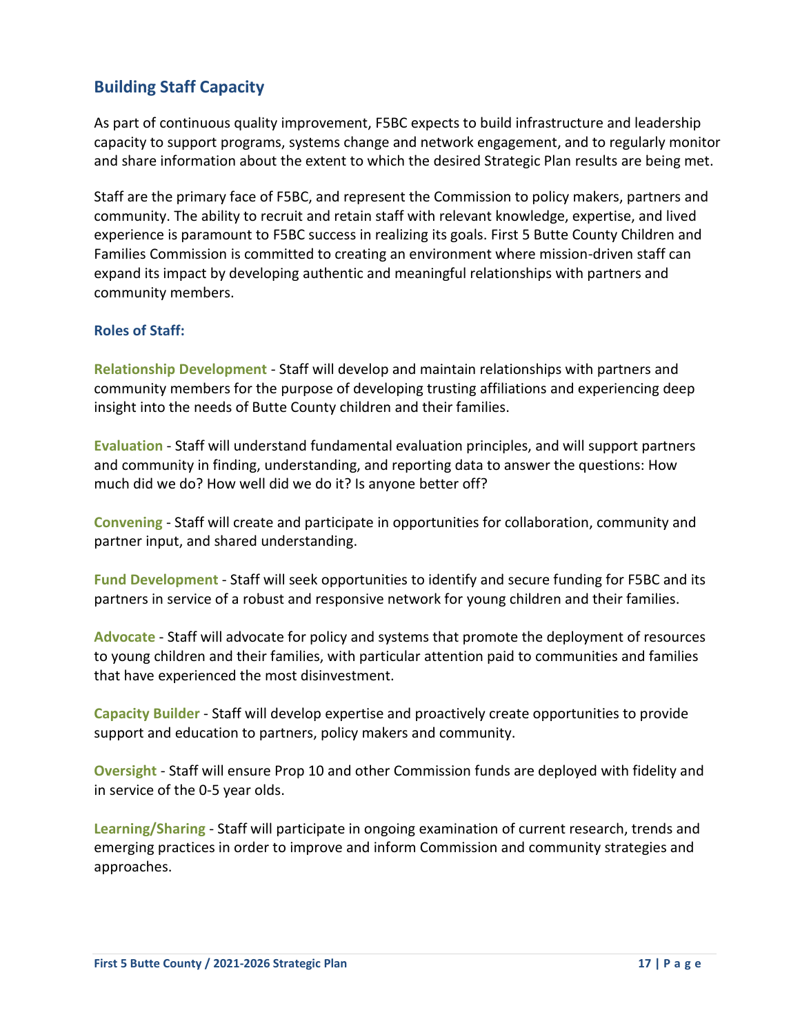## Building Staff Capacity

As part of continuous quality improvement, F5BC expects to build infrastructure and leadership capacity to support programs, systems change and network engagement, and to regularly monitor and share information about the extent to which the desired Strategic Plan results are being met.

Staff are the primary face of F5BC, and represent the Commission to policy makers, partners and community. The ability to recruit and retain staff with relevant knowledge, expertise, and lived experience is paramount to F5BC success in realizing its goals. First 5 Butte County Children and Families Commission is committed to creating an environment where mission-driven staff can expand its impact by developing authentic and meaningful relationships with partners and community members.

### Roles of Staff:

**Relationship Development** - Staff will develop and maintain relationships with partners and community members for the purpose of developing trusting affiliations and experiencing deep insight into the needs of Butte County children and their families.

**Evaluation** - Staff will understand fundamental evaluation principles, and will support partners and community in finding, understanding, and reporting data to answer the questions: How much did we do? How well did we do it? Is anyone better off?

**Convening** - Staff will create and participate in opportunities for collaboration, community and partner input, and shared understanding.

**Fund Development** - Staff will seek opportunities to identify and secure funding for F5BC and its partners in service of a robust and responsive network for young children and their families.

**Advocate** - Staff will advocate for policy and systems that promote the deployment of resources to young children and their families, with particular attention paid to communities and families that have experienced the most disinvestment.

**Capacity Builder** - Staff will develop expertise and proactively create opportunities to provide support and education to partners, policy makers and community.

**Oversight** - Staff will ensure Prop 10 and other Commission funds are deployed with fidelity and in service of the 0-5 year olds.

**Learning/Sharing** - Staff will participate in ongoing examination of current research, trends and emerging practices in order to improve and inform Commission and community strategies and approaches.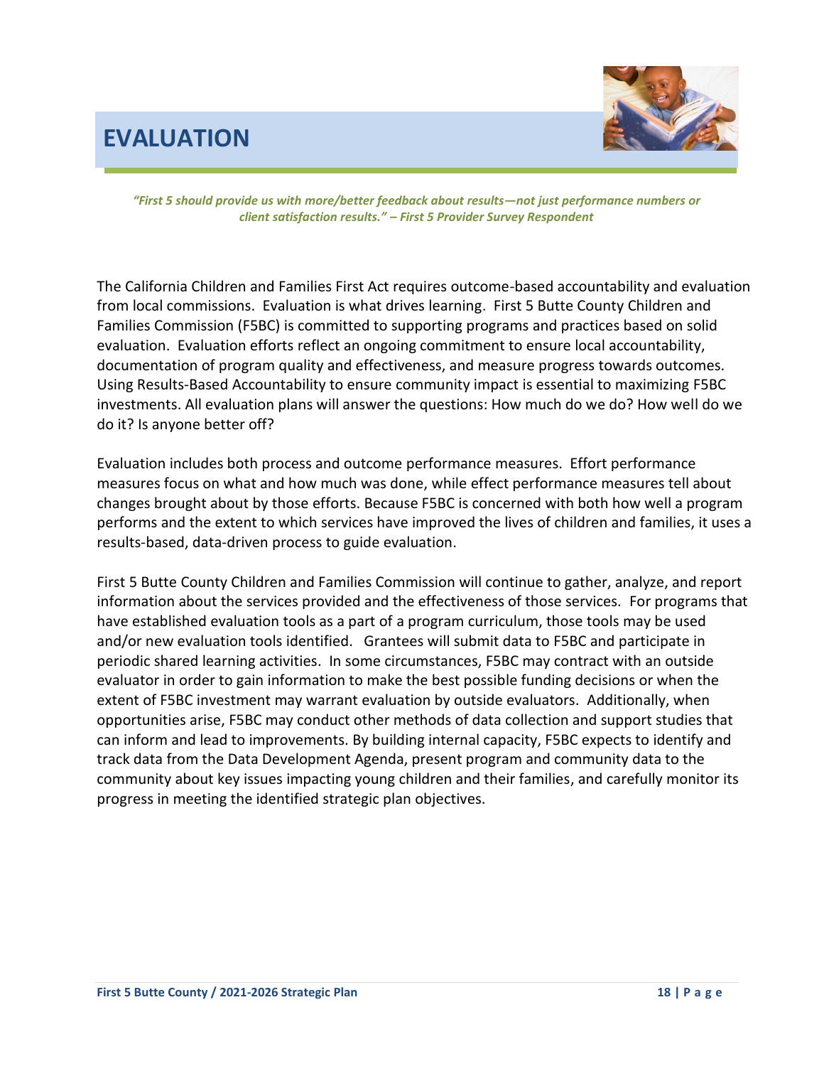# EVALUATION

*"First 5 should provide us with more/better feedback about results—not just performance numbers or client satisfaction results." – First 5 Provider Survey Respondent*

The California Children and Families First Act requires outcome-based accountability and evaluation from local commissions. Evaluation is what drives learning. First 5 Butte County Children and Families Commission (F5BC) is committed to supporting programs and practices based on solid evaluation. Evaluation efforts reflect an ongoing commitment to ensure local accountability, documentation of program quality and effectiveness, and measure progress towards outcomes. Using Results-Based Accountability to ensure community impact is essential to maximizing F5BC investments. All evaluation plans will answer the questions: How much do we do? How well do we do it? Is anyone better off?

Evaluation includes both process and outcome performance measures. Effort performance measures focus on what and how much was done, while effect performance measures tell about changes brought about by those efforts. Because F5BC is concerned with both how well a program performs and the extent to which services have improved the lives of children and families, it uses a results-based, data-driven process to guide evaluation.

First 5 Butte County Children and Families Commission will continue to gather, analyze, and report information about the services provided and the effectiveness of those services. For programs that have established evaluation tools as a part of a program curriculum, those tools may be used and/or new evaluation tools identified. Grantees will submit data to F5BC and participate in periodic shared learning activities. In some circumstances, F5BC may contract with an outside evaluator in order to gain information to make the best possible funding decisions or when the extent of F5BC investment may warrant evaluation by outside evaluators. Additionally, when opportunities arise, F5BC may conduct other methods of data collection and support studies that can inform and lead to improvements. By building internal capacity, F5BC expects to identify and track data from the Data Development Agenda, present program and community data to the community about key issues impacting young children and their families, and carefully monitor its progress in meeting the identified strategic plan objectives.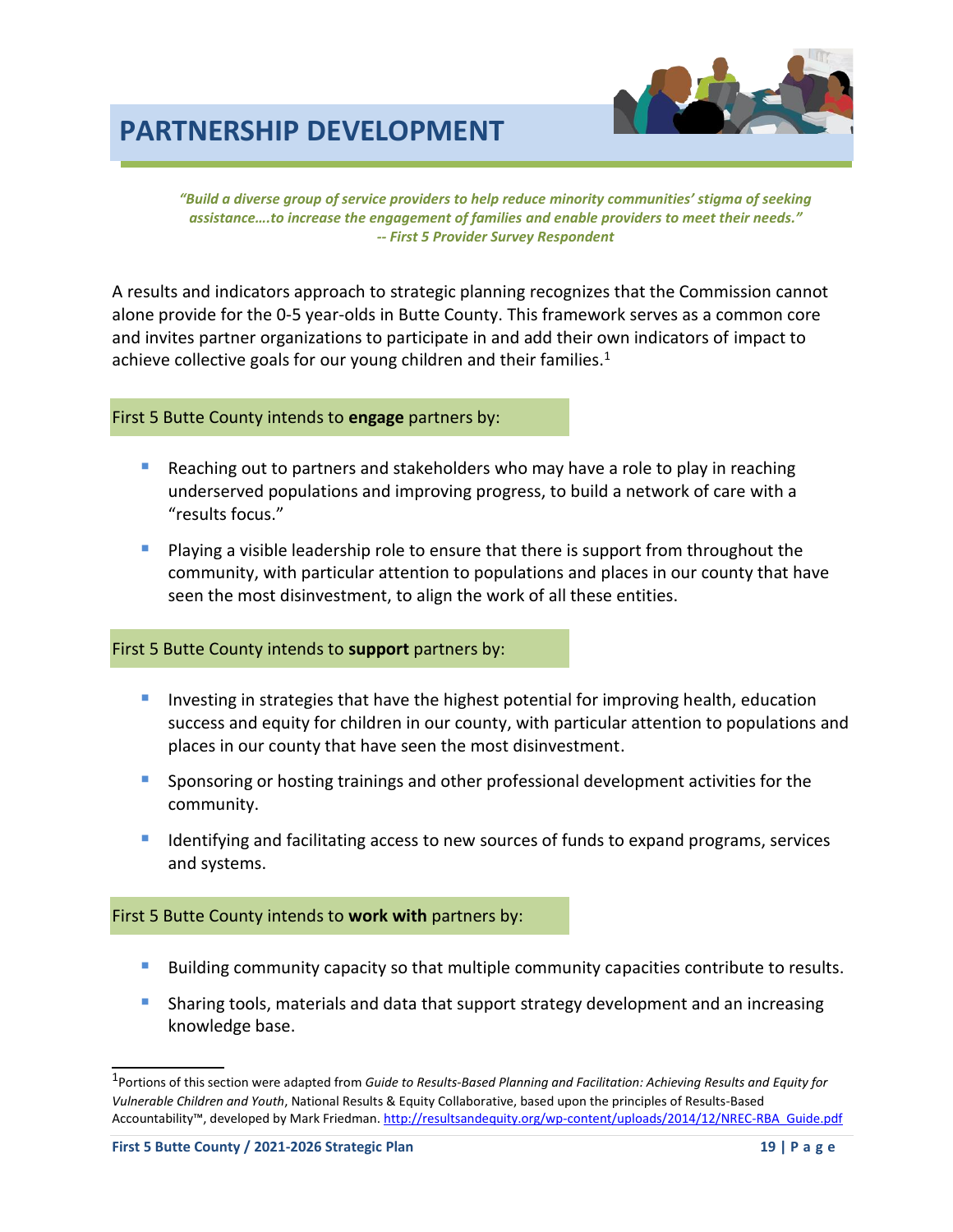# PARTNERSHIP DEVELOPMENT

*"Build a diverse group of service providers to help reduce minority communities' stigma of seeking assistance….to increase the engagement of families and enable providers to meet their needs."*
*-- First 5 Provider Survey Respondent*

A results and indicators approach to strategic planning recognizes that the Commission cannot alone provide for the 0-5 year-olds in Butte County. This framework serves as a common core and invites partner organizations to participate in and add their own indicators of impact to achieve collective goals for our young children and their families.[1]

First 5 Butte County intends to **engage** partners by:

- Reaching out to partners and stakeholders who may have a role to play in reaching underserved populations and improving progress, to build a network of care with a "results focus."
- Playing a visible leadership role to ensure that there is support from throughout the community, with particular attention to populations and places in our county that have seen the most disinvestment, to align the work of all these entities.

First 5 Butte County intends to **support** partners by:

- Investing in strategies that have the highest potential for improving health, education success and equity for children in our county, with particular attention to populations and places in our county that have seen the most disinvestment.
- Sponsoring or hosting trainings and other professional development activities for the community.
- Identifying and facilitating access to new sources of funds to expand programs, services and systems.

First 5 Butte County intends to **work with** partners by:

- Building community capacity so that multiple community capacities contribute to results.
- Sharing tools, materials and data that support strategy development and an increasing knowledge base.

---

[1] Portions of this section were adapted from *Guide to Results-Based Planning and Facilitation: Achieving Results and Equity for Vulnerable Children and Youth*, National Results & Equity Collaborative, based upon the principles of Results-Based Accountability™, developed by Mark Friedman. http://resultsandequity.org/wp-content/uploads/2014/12/NREC-RBA_Guide.pdf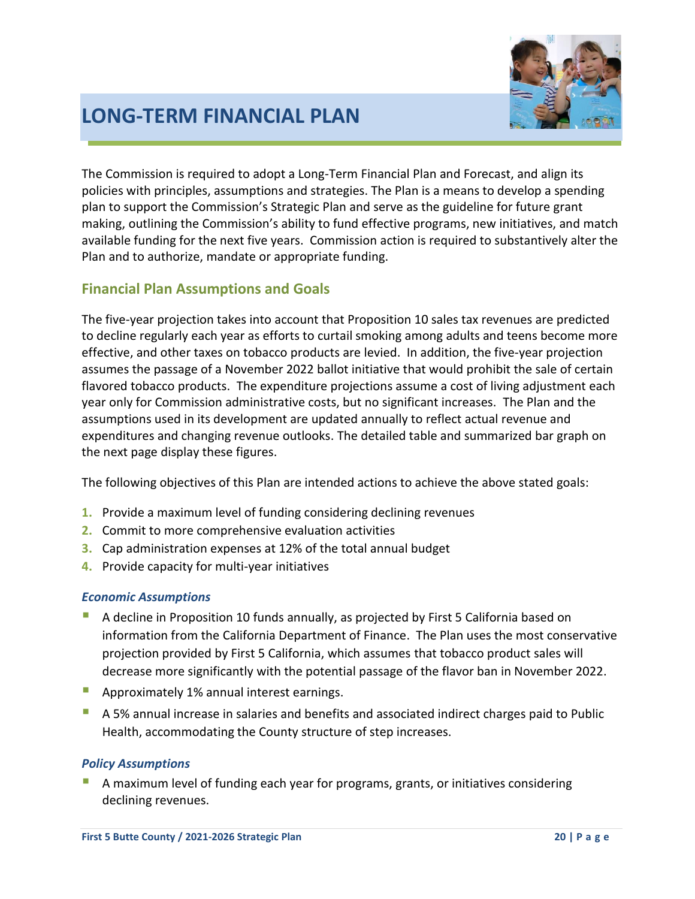# LONG-TERM FINANCIAL PLAN

The Commission is required to adopt a Long-Term Financial Plan and Forecast, and align its policies with principles, assumptions and strategies. The Plan is a means to develop a spending plan to support the Commission's Strategic Plan and serve as the guideline for future grant making, outlining the Commission's ability to fund effective programs, new initiatives, and match available funding for the next five years. Commission action is required to substantively alter the Plan and to authorize, mandate or appropriate funding.

## Financial Plan Assumptions and Goals

The five-year projection takes into account that Proposition 10 sales tax revenues are predicted to decline regularly each year as efforts to curtail smoking among adults and teens become more effective, and other taxes on tobacco products are levied. In addition, the five-year projection assumes the passage of a November 2022 ballot initiative that would prohibit the sale of certain flavored tobacco products. The expenditure projections assume a cost of living adjustment each year only for Commission administrative costs, but no significant increases. The Plan and the assumptions used in its development are updated annually to reflect actual revenue and expenditures and changing revenue outlooks. The detailed table and summarized bar graph on the next page display these figures.

The following objectives of this Plan are intended actions to achieve the above stated goals:

1. Provide a maximum level of funding considering declining revenues
2. Commit to more comprehensive evaluation activities
3. Cap administration expenses at 12% of the total annual budget
4. Provide capacity for multi-year initiatives

### *Economic Assumptions*

- A decline in Proposition 10 funds annually, as projected by First 5 California based on information from the California Department of Finance. The Plan uses the most conservative projection provided by First 5 California, which assumes that tobacco product sales will decrease more significantly with the potential passage of the flavor ban in November 2022.
- Approximately 1% annual interest earnings.
- A 5% annual increase in salaries and benefits and associated indirect charges paid to Public Health, accommodating the County structure of step increases.

### *Policy Assumptions*

- A maximum level of funding each year for programs, grants, or initiatives considering declining revenues.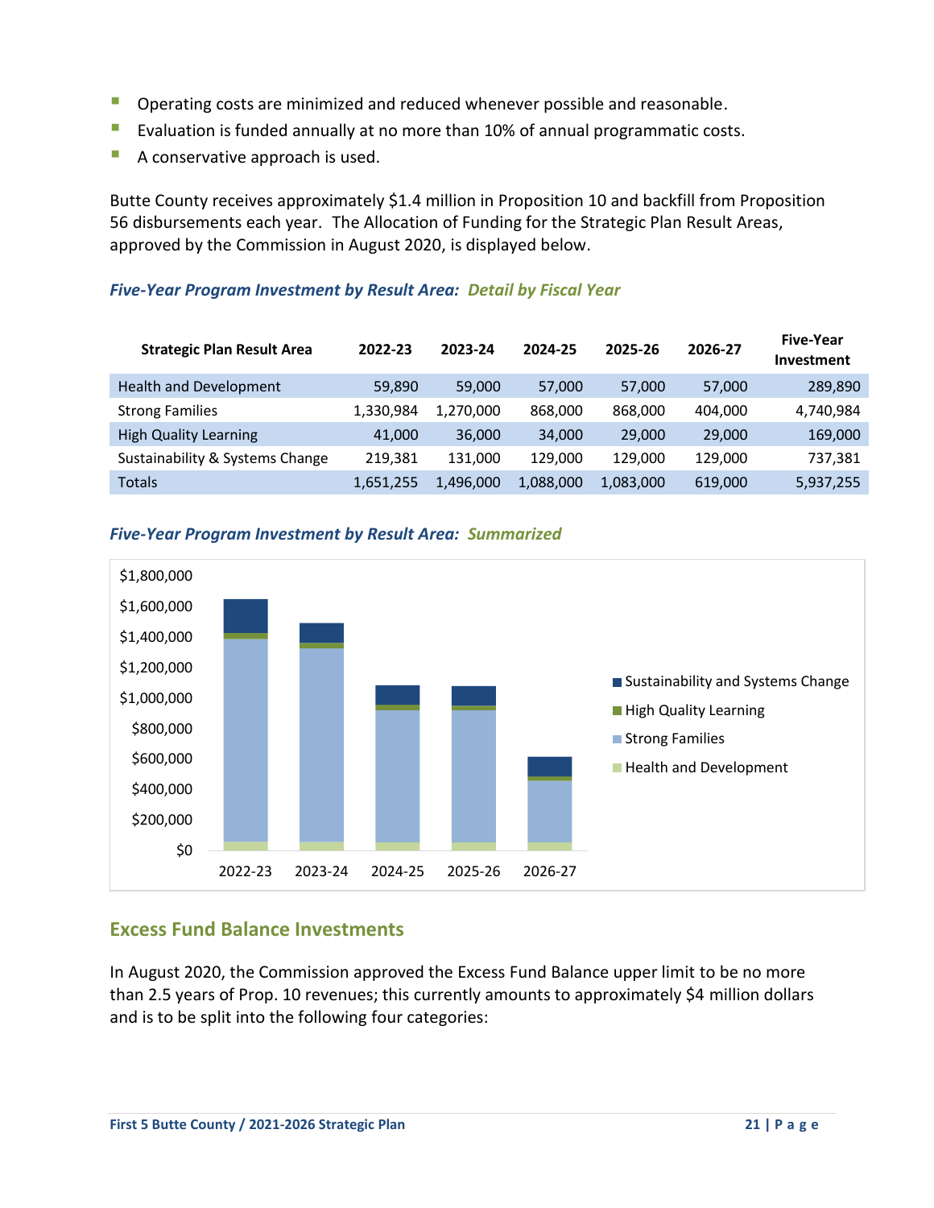- Operating costs are minimized and reduced whenever possible and reasonable.
- Evaluation is funded annually at no more than 10% of annual programmatic costs.
- A conservative approach is used.

Butte County receives approximately $1.4 million in Proposition 10 and backfill from Proposition 56 disbursements each year. The Allocation of Funding for the Strategic Plan Result Areas, approved by the Commission in August 2020, is displayed below.

***Five-Year Program Investment by Result Area: Detail by Fiscal Year***

| Strategic Plan Result Area | 2022-23 | 2023-24 | 2024-25 | 2025-26 | 2026-27 | Five-Year Investment |
|---|---|---|---|---|---|---|
| Health and Development | 59,890 | 59,000 | 57,000 | 57,000 | 57,000 | 289,890 |
| Strong Families | 1,330,984 | 1,270,000 | 868,000 | 868,000 | 404,000 | 4,740,984 |
| High Quality Learning | 41,000 | 36,000 | 34,000 | 29,000 | 29,000 | 169,000 |
| Sustainability & Systems Change | 219,381 | 131,000 | 129,000 | 129,000 | 129,000 | 737,381 |
| Totals | 1,651,255 | 1,496,000 | 1,088,000 | 1,083,000 | 619,000 | 5,937,255 |

***Five-Year Program Investment by Result Area: Summarized***

## Excess Fund Balance Investments

In August 2020, the Commission approved the Excess Fund Balance upper limit to be no more than 2.5 years of Prop. 10 revenues; this currently amounts to approximately $4 million dollars and is to be split into the following four categories: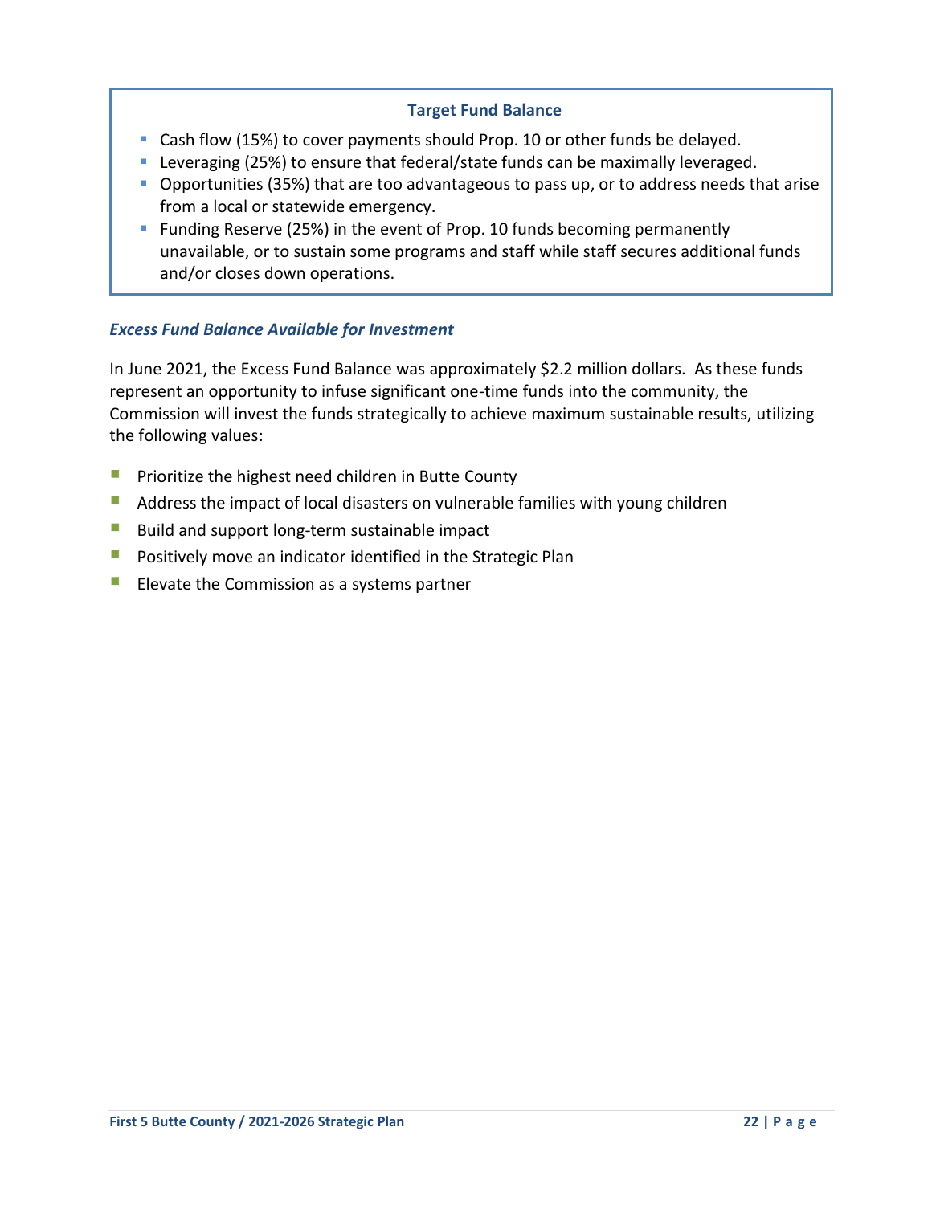**Target Fund Balance**

- Cash flow (15%) to cover payments should Prop. 10 or other funds be delayed.
- Leveraging (25%) to ensure that federal/state funds can be maximally leveraged.
- Opportunities (35%) that are too advantageous to pass up, or to address needs that arise from a local or statewide emergency.
- Funding Reserve (25%) in the event of Prop. 10 funds becoming permanently unavailable, or to sustain some programs and staff while staff secures additional funds and/or closes down operations.

### *Excess Fund Balance Available for Investment*

In June 2021, the Excess Fund Balance was approximately $2.2 million dollars. As these funds represent an opportunity to infuse significant one-time funds into the community, the Commission will invest the funds strategically to achieve maximum sustainable results, utilizing the following values:

- Prioritize the highest need children in Butte County
- Address the impact of local disasters on vulnerable families with young children
- Build and support long-term sustainable impact
- Positively move an indicator identified in the Strategic Plan
- Elevate the Commission as a systems partner